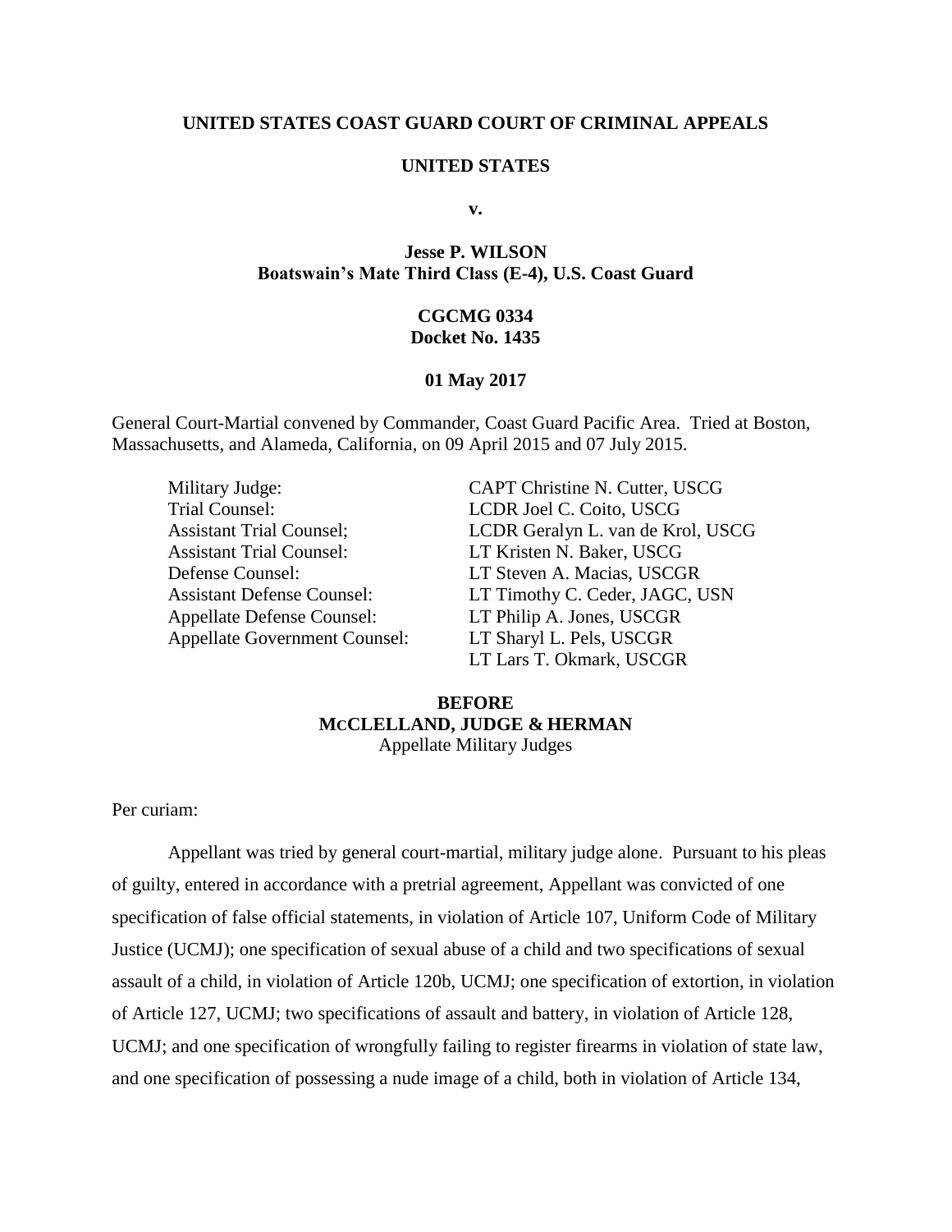**UNITED STATES COAST GUARD COURT OF CRIMINAL APPEALS**

**UNITED STATES**

**v.**

**Jesse P. WILSON**
**Boatswain's Mate Third Class (E-4), U.S. Coast Guard**

**CGCMG 0334**
**Docket No. 1435**

**01 May 2017**

General Court-Martial convened by Commander, Coast Guard Pacific Area. Tried at Boston, Massachusetts, and Alameda, California, on 09 April 2015 and 07 July 2015.

| | |
|---|---|
| Military Judge: | CAPT Christine N. Cutter, USCG |
| Trial Counsel: | LCDR Joel C. Coito, USCG |
| Assistant Trial Counsel; | LCDR Geralyn L. van de Krol, USCG |
| Assistant Trial Counsel: | LT Kristen N. Baker, USCG |
| Defense Counsel: | LT Steven A. Macias, USCGR |
| Assistant Defense Counsel: | LT Timothy C. Ceder, JAGC, USN |
| Appellate Defense Counsel: | LT Philip A. Jones, USCGR |
| Appellate Government Counsel: | LT Sharyl L. Pels, USCGR |
| | LT Lars T. Okmark, USCGR |

**BEFORE**
**McCLELLAND, JUDGE & HERMAN**
Appellate Military Judges

Per curiam:

Appellant was tried by general court-martial, military judge alone. Pursuant to his pleas of guilty, entered in accordance with a pretrial agreement, Appellant was convicted of one specification of false official statements, in violation of Article 107, Uniform Code of Military Justice (UCMJ); one specification of sexual abuse of a child and two specifications of sexual assault of a child, in violation of Article 120b, UCMJ; one specification of extortion, in violation of Article 127, UCMJ; two specifications of assault and battery, in violation of Article 128, UCMJ; and one specification of wrongfully failing to register firearms in violation of state law, and one specification of possessing a nude image of a child, both in violation of Article 134,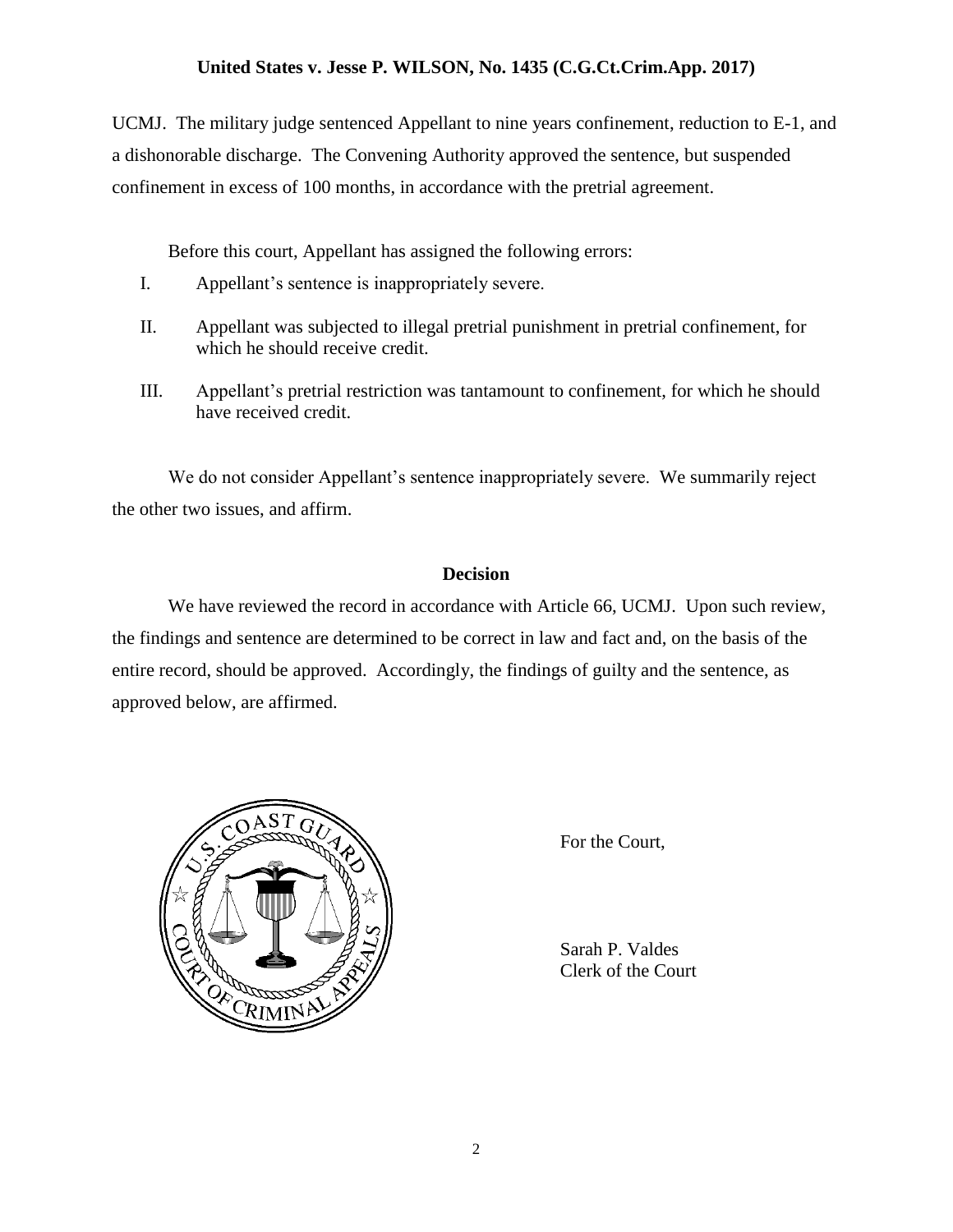UCMJ. The military judge sentenced Appellant to nine years confinement, reduction to E-1, and a dishonorable discharge. The Convening Authority approved the sentence, but suspended confinement in excess of 100 months, in accordance with the pretrial agreement.

Before this court, Appellant has assigned the following errors:

I. Appellant's sentence is inappropriately severe.

II. Appellant was subjected to illegal pretrial punishment in pretrial confinement, for which he should receive credit.

III. Appellant's pretrial restriction was tantamount to confinement, for which he should have received credit.

We do not consider Appellant's sentence inappropriately severe. We summarily reject the other two issues, and affirm.

## Decision

We have reviewed the record in accordance with Article 66, UCMJ. Upon such review, the findings and sentence are determined to be correct in law and fact and, on the basis of the entire record, should be approved. Accordingly, the findings of guilty and the sentence, as approved below, are affirmed.

For the Court,

Sarah P. Valdes
Clerk of the Court